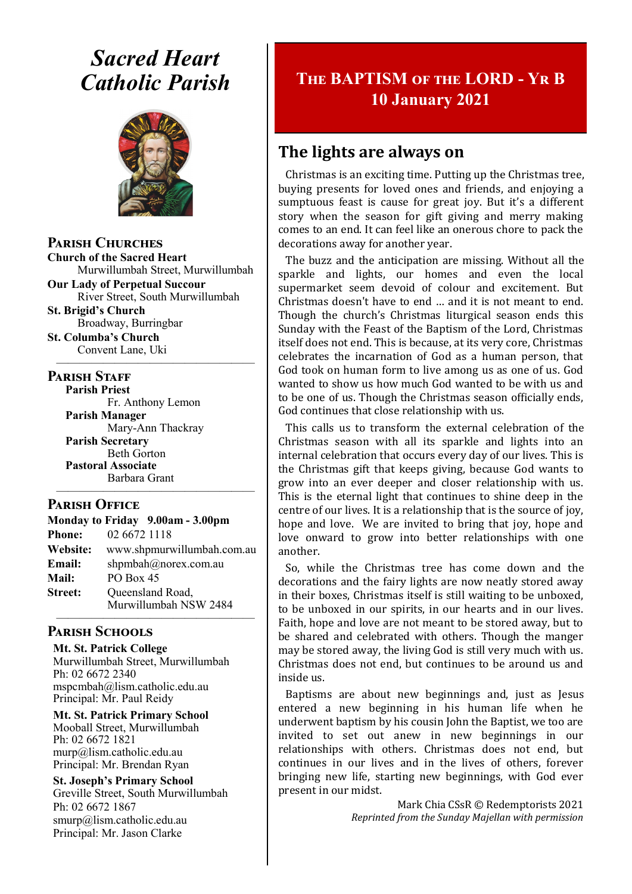# Sacred Heart Catholic Parish

## Parish Churches

**Church of the Sacred Heart**
Murwillumbah Street, Murwillumbah

**Our Lady of Perpetual Succour**
River Street, South Murwillumbah

**St. Brigid's Church**
Broadway, Burringbar

**St. Columba's Church**
Convent Lane, Uki

## Parish Staff

**Parish Priest**
Fr. Anthony Lemon

**Parish Manager**
Mary-Ann Thackray

**Parish Secretary**
Beth Gorton

**Pastoral Associate**
Barbara Grant

## Parish Office

**Monday to Friday 9.00am - 3.00pm**

**Phone:** 02 6672 1118
**Website:** www.shpmurwillumbah.com.au
**Email:** shpmbah@norex.com.au
**Mail:** PO Box 45
**Street:** Queensland Road, Murwillumbah NSW 2484

## Parish Schools

**Mt. St. Patrick College**
Murwillumbah Street, Murwillumbah
Ph: 02 6672 2340
mspcmbah@lism.catholic.edu.au
Principal: Mr. Paul Reidy

**Mt. St. Patrick Primary School**
Mooball Street, Murwillumbah
Ph: 02 6672 1821
murp@lism.catholic.edu.au
Principal: Mr. Brendan Ryan

**St. Joseph's Primary School**
Greville Street, South Murwillumbah
Ph: 02 6672 1867
smurp@lism.catholic.edu.au
Principal: Mr. Jason Clarke

# The BAPTISM of the LORD - Yr B
# 10 January 2021

## The lights are always on

Christmas is an exciting time. Putting up the Christmas tree, buying presents for loved ones and friends, and enjoying a sumptuous feast is cause for great joy. But it's a different story when the season for gift giving and merry making comes to an end. It can feel like an onerous chore to pack the decorations away for another year.

The buzz and the anticipation are missing. Without all the sparkle and lights, our homes and even the local supermarket seem devoid of colour and excitement. But Christmas doesn't have to end … and it is not meant to end. Though the church's Christmas liturgical season ends this Sunday with the Feast of the Baptism of the Lord, Christmas itself does not end. This is because, at its very core, Christmas celebrates the incarnation of God as a human person, that God took on human form to live among us as one of us. God wanted to show us how much God wanted to be with us and to be one of us. Though the Christmas season officially ends, God continues that close relationship with us.

This calls us to transform the external celebration of the Christmas season with all its sparkle and lights into an internal celebration that occurs every day of our lives. This is the Christmas gift that keeps giving, because God wants to grow into an ever deeper and closer relationship with us. This is the eternal light that continues to shine deep in the centre of our lives. It is a relationship that is the source of joy, hope and love. We are invited to bring that joy, hope and love onward to grow into better relationships with one another.

So, while the Christmas tree has come down and the decorations and the fairy lights are now neatly stored away in their boxes, Christmas itself is still waiting to be unboxed, to be unboxed in our spirits, in our hearts and in our lives. Faith, hope and love are not meant to be stored away, but to be shared and celebrated with others. Though the manger may be stored away, the living God is still very much with us. Christmas does not end, but continues to be around us and inside us.

Baptisms are about new beginnings and, just as Jesus entered a new beginning in his human life when he underwent baptism by his cousin John the Baptist, we too are invited to set out anew in new beginnings in our relationships with others. Christmas does not end, but continues in our lives and in the lives of others, forever bringing new life, starting new beginnings, with God ever present in our midst.

Mark Chia CSsR © Redemptorists 2021
*Reprinted from the Sunday Majellan with permission*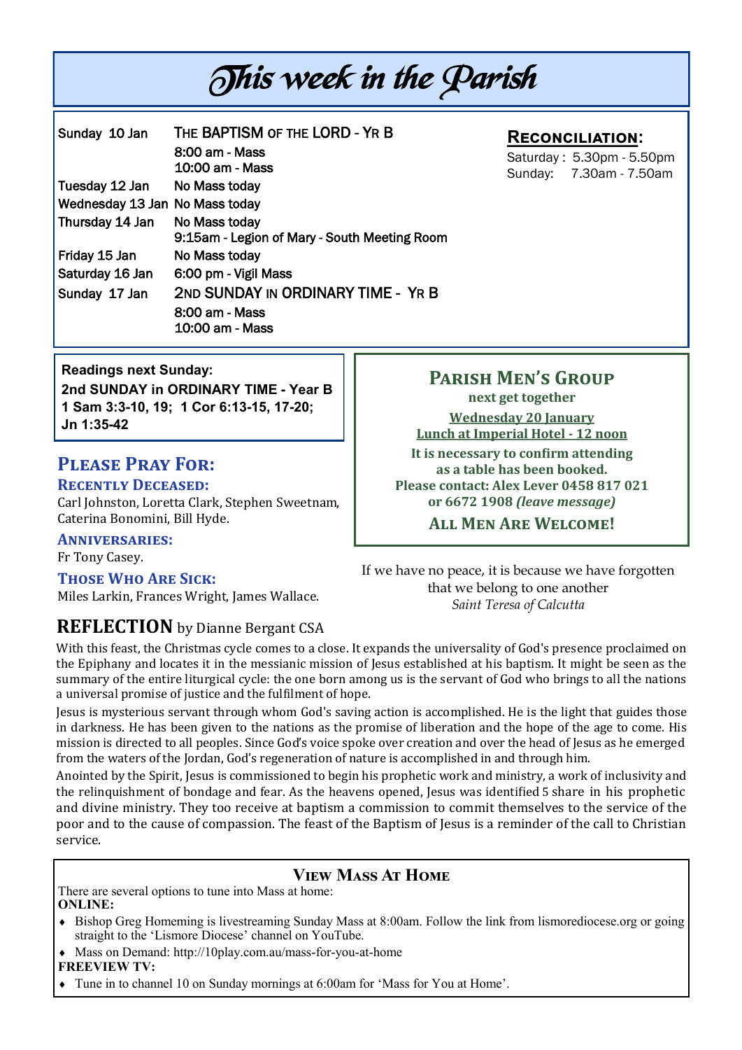# This week in the Parish

| | |
|---|---|
| Sunday 10 Jan | THE BAPTISM OF THE LORD - YR B |
| | 8:00 am - Mass |
| | 10:00 am - Mass |
| Tuesday 12 Jan | No Mass today |
| Wednesday 13 Jan | No Mass today |
| Thursday 14 Jan | No Mass today |
| | 9:15am - Legion of Mary - South Meeting Room |
| Friday 15 Jan | No Mass today |
| Saturday 16 Jan | 6:00 pm - Vigil Mass |
| Sunday 17 Jan | 2ND SUNDAY IN ORDINARY TIME - YR B |
| | 8:00 am - Mass |
| | 10:00 am - Mass |

## Reconciliation:

Saturday : 5.30pm - 5.50pm
Sunday: 7.30am - 7.50am

**Readings next Sunday:**
**2nd SUNDAY in ORDINARY TIME - Year B**
**1 Sam 3:3-10, 19; 1 Cor 6:13-15, 17-20; Jn 1:35-42**

## Please Pray For:

### Recently Deceased:

Carl Johnston, Loretta Clark, Stephen Sweetnam, Caterina Bonomini, Bill Hyde.

### Anniversaries:

Fr Tony Casey.

### Those Who Are Sick:

Miles Larkin, Frances Wright, James Wallace.

## Parish Men's Group

**next get together**

**Wednesday 20 January**
**Lunch at Imperial Hotel - 12 noon**

**It is necessary to confirm attending as a table has been booked.**
**Please contact: Alex Lever 0458 817 021 or 6672 1908 *(leave message)***

**All Men Are Welcome!**

If we have no peace, it is because we have forgotten that we belong to one another
*Saint Teresa of Calcutta*

## REFLECTION by Dianne Bergant CSA

With this feast, the Christmas cycle comes to a close. It expands the universality of God's presence proclaimed on the Epiphany and locates it in the messianic mission of Jesus established at his baptism. It might be seen as the summary of the entire liturgical cycle: the one born among us is the servant of God who brings to all the nations a universal promise of justice and the fulfilment of hope.

Jesus is mysterious servant through whom God's saving action is accomplished. He is the light that guides those in darkness. He has been given to the nations as the promise of liberation and the hope of the age to come. His mission is directed to all peoples. Since God's voice spoke over creation and over the head of Jesus as he emerged from the waters of the Jordan, God's regeneration of nature is accomplished in and through him.

Anointed by the Spirit, Jesus is commissioned to begin his prophetic work and ministry, a work of inclusivity and the relinquishment of bondage and fear. As the heavens opened, Jesus was identified 5 share in his prophetic and divine ministry. They too receive at baptism a commission to commit themselves to the service of the poor and to the cause of compassion. The feast of the Baptism of Jesus is a reminder of the call to Christian service.

## View Mass At Home

There are several options to tune into Mass at home:

**ONLINE:**

- Bishop Greg Homeming is livestreaming Sunday Mass at 8:00am. Follow the link from lismorediocese.org or going straight to the 'Lismore Diocese' channel on YouTube.
- Mass on Demand: http://10play.com.au/mass-for-you-at-home

**FREEVIEW TV:**

- Tune in to channel 10 on Sunday mornings at 6:00am for 'Mass for You at Home'.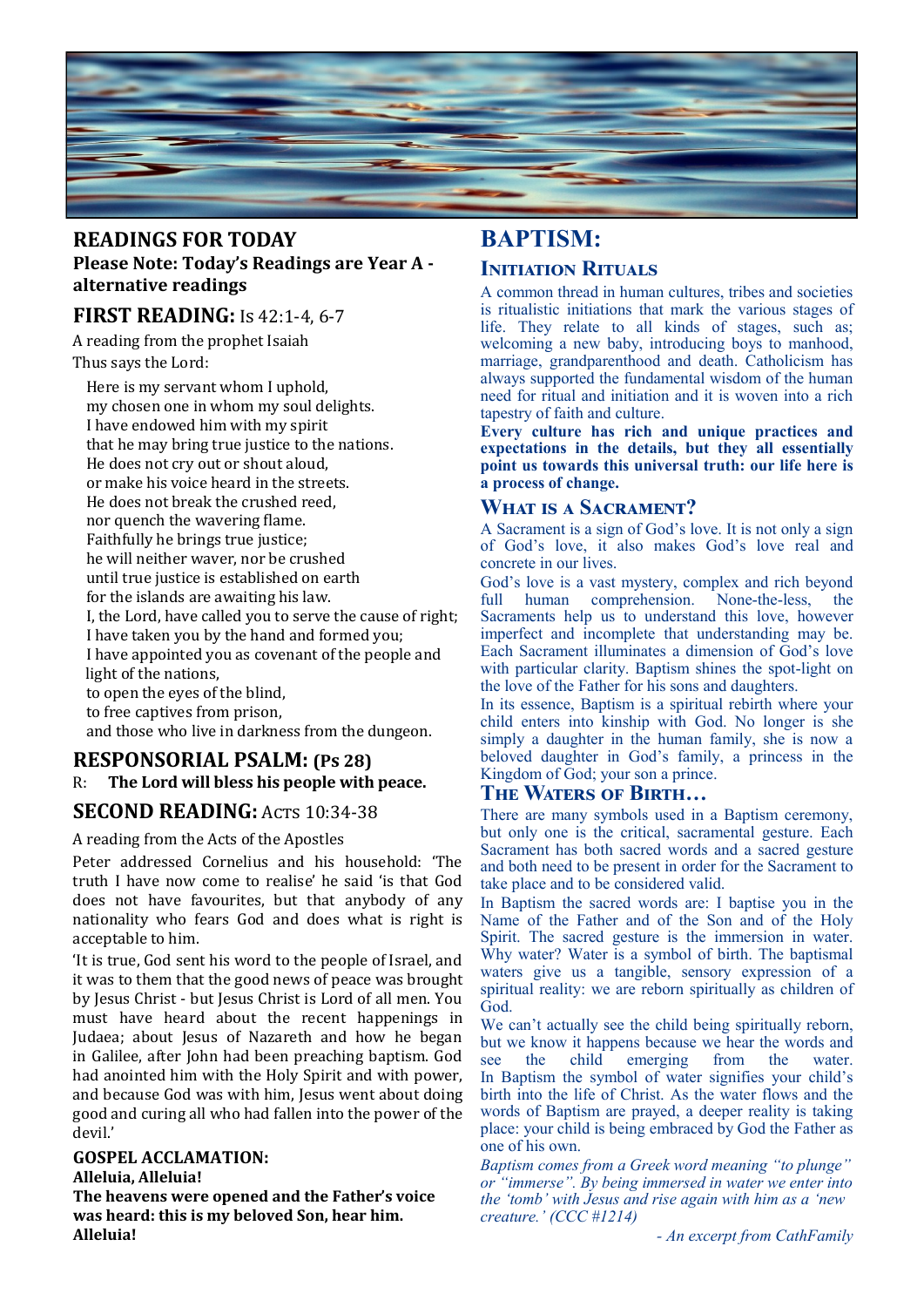## READINGS FOR TODAY

**Please Note: Today's Readings are Year A - alternative readings**

### FIRST READING: Is 42:1-4, 6-7

A reading from the prophet Isaiah

Thus says the Lord:

Here is my servant whom I uphold,
my chosen one in whom my soul delights.
I have endowed him with my spirit
that he may bring true justice to the nations.
He does not cry out or shout aloud,
or make his voice heard in the streets.
He does not break the crushed reed,
nor quench the wavering flame.
Faithfully he brings true justice;
he will neither waver, nor be crushed
until true justice is established on earth
for the islands are awaiting his law.
I, the Lord, have called you to serve the cause of right;
I have taken you by the hand and formed you;
I have appointed you as covenant of the people and light of the nations,
to open the eyes of the blind,
to free captives from prison,
and those who live in darkness from the dungeon.

### RESPONSORIAL PSALM: (Ps 28)

R: **The Lord will bless his people with peace.**

### SECOND READING: Acts 10:34-38

A reading from the Acts of the Apostles

Peter addressed Cornelius and his household: 'The truth I have now come to realise' he said 'is that God does not have favourites, but that anybody of any nationality who fears God and does what is right is acceptable to him.

'It is true, God sent his word to the people of Israel, and it was to them that the good news of peace was brought by Jesus Christ - but Jesus Christ is Lord of all men. You must have heard about the recent happenings in Judaea; about Jesus of Nazareth and how he began in Galilee, after John had been preaching baptism. God had anointed him with the Holy Spirit and with power, and because God was with him, Jesus went about doing good and curing all who had fallen into the power of the devil.'

**GOSPEL ACCLAMATION:**

**Alleluia, Alleluia!**
**The heavens were opened and the Father's voice was heard: this is my beloved Son, hear him.**
**Alleluia!**

## BAPTISM:

### Initiation Rituals

A common thread in human cultures, tribes and societies is ritualistic initiations that mark the various stages of life. They relate to all kinds of stages, such as; welcoming a new baby, introducing boys to manhood, marriage, grandparenthood and death. Catholicism has always supported the fundamental wisdom of the human need for ritual and initiation and it is woven into a rich tapestry of faith and culture.

**Every culture has rich and unique practices and expectations in the details, but they all essentially point us towards this universal truth: our life here is a process of change.**

### What is a Sacrament?

A Sacrament is a sign of God's love. It is not only a sign of God's love, it also makes God's love real and concrete in our lives.

God's love is a vast mystery, complex and rich beyond full human comprehension. None-the-less, the Sacraments help us to understand this love, however imperfect and incomplete that understanding may be. Each Sacrament illuminates a dimension of God's love with particular clarity. Baptism shines the spot-light on the love of the Father for his sons and daughters.

In its essence, Baptism is a spiritual rebirth where your child enters into kinship with God. No longer is she simply a daughter in the human family, she is now a beloved daughter in God's family, a princess in the Kingdom of God; your son a prince.

### The Waters of Birth…

There are many symbols used in a Baptism ceremony, but only one is the critical, sacramental gesture. Each Sacrament has both sacred words and a sacred gesture and both need to be present in order for the Sacrament to take place and to be considered valid.

In Baptism the sacred words are: I baptise you in the Name of the Father and of the Son and of the Holy Spirit. The sacred gesture is the immersion in water. Why water? Water is a symbol of birth. The baptismal waters give us a tangible, sensory expression of a spiritual reality: we are reborn spiritually as children of God.

We can't actually see the child being spiritually reborn, but we know it happens because we hear the words and see the child emerging from the water. In Baptism the symbol of water signifies your child's birth into the life of Christ. As the water flows and the words of Baptism are prayed, a deeper reality is taking place: your child is being embraced by God the Father as one of his own.

*Baptism comes from a Greek word meaning "to plunge" or "immerse". By being immersed in water we enter into the 'tomb' with Jesus and rise again with him as a 'new creature.' (CCC #1214)*

*- An excerpt from CathFamily*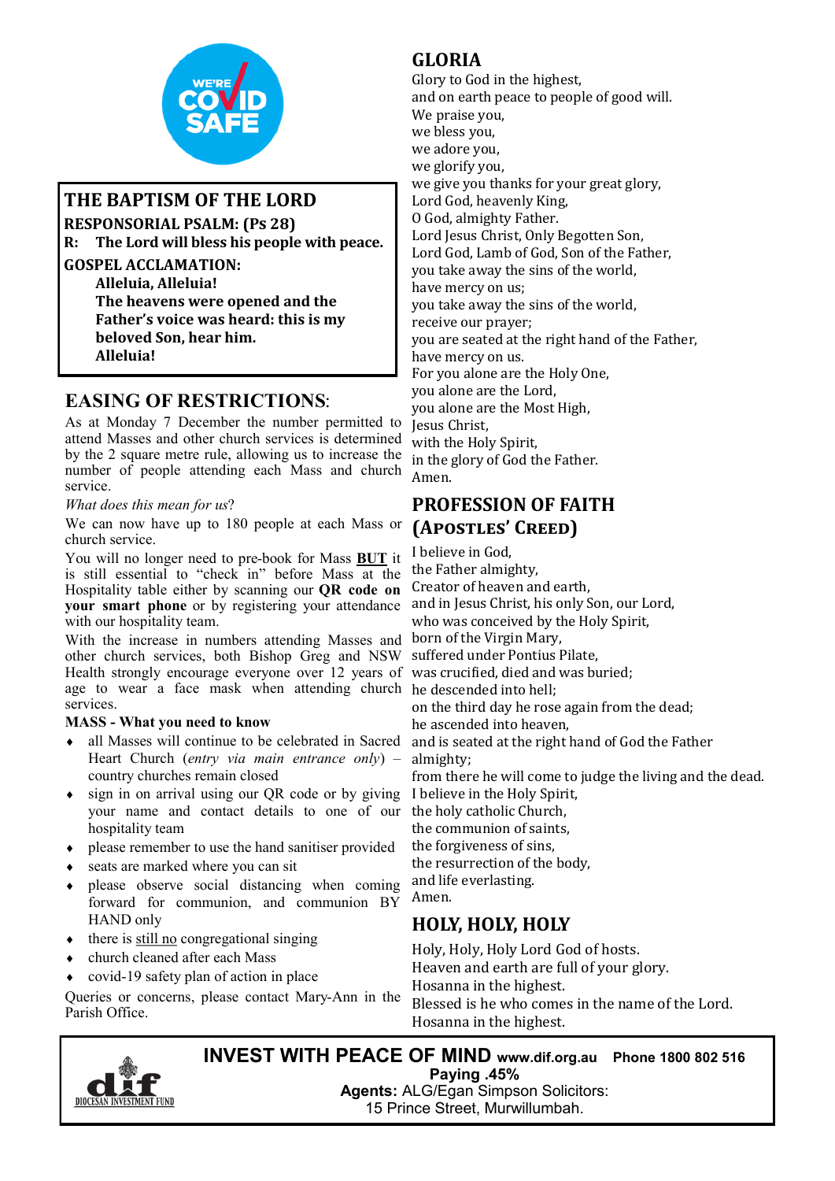WE'RE COVID SAFE

## THE BAPTISM OF THE LORD

**RESPONSORIAL PSALM: (Ps 28)**

**R: The Lord will bless his people with peace.**

**GOSPEL ACCLAMATION:**

**Alleluia, Alleluia!**
**The heavens were opened and the Father's voice was heard: this is my beloved Son, hear him.**
**Alleluia!**

## EASING OF RESTRICTIONS:

As at Monday 7 December the number permitted to attend Masses and other church services is determined by the 2 square metre rule, allowing us to increase the number of people attending each Mass and church service.

*What does this mean for us*?

We can now have up to 180 people at each Mass or church service.

You will no longer need to pre-book for Mass **BUT** it is still essential to "check in" before Mass at the Hospitality table either by scanning our **QR code on your smart phone** or by registering your attendance with our hospitality team.

With the increase in numbers attending Masses and other church services, both Bishop Greg and NSW Health strongly encourage everyone over 12 years of age to wear a face mask when attending church services.

**MASS - What you need to know**

- all Masses will continue to be celebrated in Sacred Heart Church (*entry via main entrance only*) – country churches remain closed
- sign in on arrival using our QR code or by giving your name and contact details to one of our hospitality team
- please remember to use the hand sanitiser provided
- seats are marked where you can sit
- please observe social distancing when coming forward for communion, and communion BY HAND only
- there is still no congregational singing
- church cleaned after each Mass
- covid-19 safety plan of action in place

Queries or concerns, please contact Mary-Ann in the Parish Office.

## GLORIA

Glory to God in the highest,
and on earth peace to people of good will.
We praise you,
we bless you,
we adore you,
we glorify you,
we give you thanks for your great glory,
Lord God, heavenly King,
O God, almighty Father.
Lord Jesus Christ, Only Begotten Son,
Lord God, Lamb of God, Son of the Father,
you take away the sins of the world,
have mercy on us;
you take away the sins of the world,
receive our prayer;
you are seated at the right hand of the Father,
have mercy on us.
For you alone are the Holy One,
you alone are the Lord,
you alone are the Most High,
Jesus Christ,
with the Holy Spirit,
in the glory of God the Father.
Amen.

## PROFESSION OF FAITH (APOSTLES' CREED)

I believe in God,
the Father almighty,
Creator of heaven and earth,
and in Jesus Christ, his only Son, our Lord,
who was conceived by the Holy Spirit,
born of the Virgin Mary,
suffered under Pontius Pilate,
was crucified, died and was buried;
he descended into hell;
on the third day he rose again from the dead;
he ascended into heaven,
and is seated at the right hand of God the Father almighty;
from there he will come to judge the living and the dead.
I believe in the Holy Spirit,
the holy catholic Church,
the communion of saints,
the forgiveness of sins,
the resurrection of the body,
and life everlasting.
Amen.

## HOLY, HOLY, HOLY

Holy, Holy, Holy Lord God of hosts.
Heaven and earth are full of your glory.
Hosanna in the highest.
Blessed is he who comes in the name of the Lord.
Hosanna in the highest.

---

dif DIOCESAN INVESTMENT FUND

**INVEST WITH PEACE OF MIND www.dif.org.au Phone 1800 802 516**
**Paying .45%**
**Agents:** ALG/Egan Simpson Solicitors:
15 Prince Street, Murwillumbah.